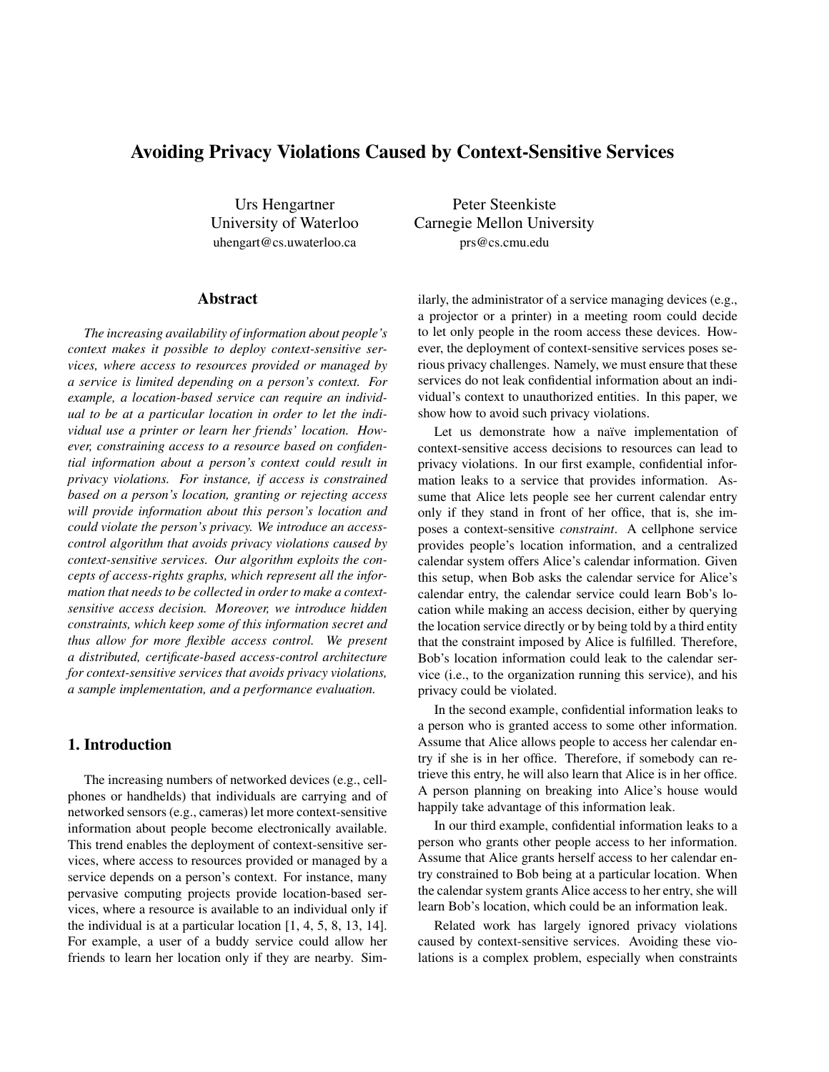# Avoiding Privacy Violations Caused by Context-Sensitive Services

Urs Hengartner
University of Waterloo
uhengart@cs.uwaterloo.ca

Peter Steenkiste
Carnegie Mellon University
prs@cs.cmu.edu

## Abstract

*The increasing availability of information about people's context makes it possible to deploy context-sensitive services, where access to resources provided or managed by a service is limited depending on a person's context. For example, a location-based service can require an individual to be at a particular location in order to let the individual use a printer or learn her friends' location. However, constraining access to a resource based on confidential information about a person's context could result in privacy violations. For instance, if access is constrained based on a person's location, granting or rejecting access will provide information about this person's location and could violate the person's privacy. We introduce an access-control algorithm that avoids privacy violations caused by context-sensitive services. Our algorithm exploits the concepts of access-rights graphs, which represent all the information that needs to be collected in order to make a context-sensitive access decision. Moreover, we introduce hidden constraints, which keep some of this information secret and thus allow for more flexible access control. We present a distributed, certificate-based access-control architecture for context-sensitive services that avoids privacy violations, a sample implementation, and a performance evaluation.*

## 1. Introduction

The increasing numbers of networked devices (e.g., cellphones or handhelds) that individuals are carrying and of networked sensors (e.g., cameras) let more context-sensitive information about people become electronically available. This trend enables the deployment of context-sensitive services, where access to resources provided or managed by a service depends on a person's context. For instance, many pervasive computing projects provide location-based services, where a resource is available to an individual only if the individual is at a particular location [1, 4, 5, 8, 13, 14]. For example, a user of a buddy service could allow her friends to learn her location only if they are nearby. Similarly, the administrator of a service managing devices (e.g., a projector or a printer) in a meeting room could decide to let only people in the room access these devices. However, the deployment of context-sensitive services poses serious privacy challenges. Namely, we must ensure that these services do not leak confidential information about an individual's context to unauthorized entities. In this paper, we show how to avoid such privacy violations.

Let us demonstrate how a naïve implementation of context-sensitive access decisions to resources can lead to privacy violations. In our first example, confidential information leaks to a service that provides information. Assume that Alice lets people see her current calendar entry only if they stand in front of her office, that is, she imposes a context-sensitive *constraint*. A cellphone service provides people's location information, and a centralized calendar system offers Alice's calendar information. Given this setup, when Bob asks the calendar service for Alice's calendar entry, the calendar service could learn Bob's location while making an access decision, either by querying the location service directly or by being told by a third entity that the constraint imposed by Alice is fulfilled. Therefore, Bob's location information could leak to the calendar service (i.e., to the organization running this service), and his privacy could be violated.

In the second example, confidential information leaks to a person who is granted access to some other information. Assume that Alice allows people to access her calendar entry if she is in her office. Therefore, if somebody can retrieve this entry, he will also learn that Alice is in her office. A person planning on breaking into Alice's house would happily take advantage of this information leak.

In our third example, confidential information leaks to a person who grants other people access to her information. Assume that Alice grants herself access to her calendar entry constrained to Bob being at a particular location. When the calendar system grants Alice access to her entry, she will learn Bob's location, which could be an information leak.

Related work has largely ignored privacy violations caused by context-sensitive services. Avoiding these violations is a complex problem, especially when constraints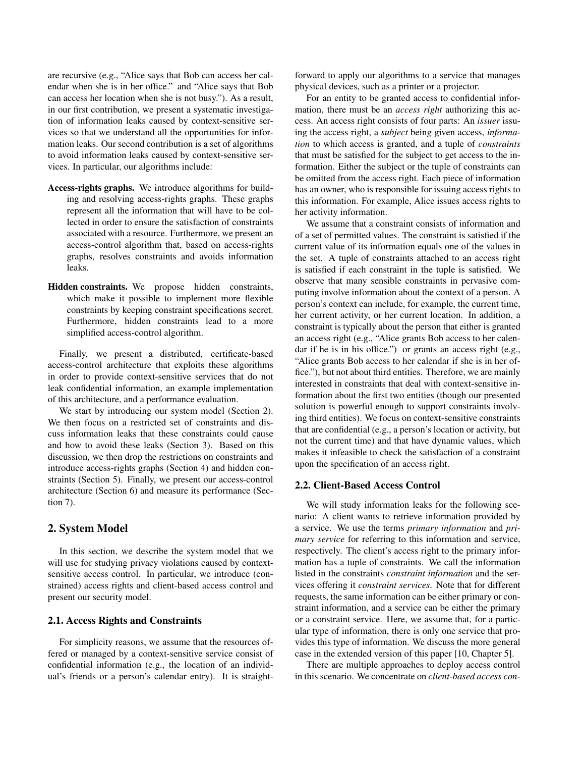are recursive (e.g., "Alice says that Bob can access her calendar when she is in her office." and "Alice says that Bob can access her location when she is not busy."). As a result, in our first contribution, we present a systematic investigation of information leaks caused by context-sensitive services so that we understand all the opportunities for information leaks. Our second contribution is a set of algorithms to avoid information leaks caused by context-sensitive services. In particular, our algorithms include:

**Access-rights graphs.** We introduce algorithms for building and resolving access-rights graphs. These graphs represent all the information that will have to be collected in order to ensure the satisfaction of constraints associated with a resource. Furthermore, we present an access-control algorithm that, based on access-rights graphs, resolves constraints and avoids information leaks.

**Hidden constraints.** We propose hidden constraints, which make it possible to implement more flexible constraints by keeping constraint specifications secret. Furthermore, hidden constraints lead to a more simplified access-control algorithm.

Finally, we present a distributed, certificate-based access-control architecture that exploits these algorithms in order to provide context-sensitive services that do not leak confidential information, an example implementation of this architecture, and a performance evaluation.

We start by introducing our system model (Section 2). We then focus on a restricted set of constraints and discuss information leaks that these constraints could cause and how to avoid these leaks (Section 3). Based on this discussion, we then drop the restrictions on constraints and introduce access-rights graphs (Section 4) and hidden constraints (Section 5). Finally, we present our access-control architecture (Section 6) and measure its performance (Section 7).

## 2. System Model

In this section, we describe the system model that we will use for studying privacy violations caused by context-sensitive access control. In particular, we introduce (constrained) access rights and client-based access control and present our security model.

### 2.1. Access Rights and Constraints

For simplicity reasons, we assume that the resources offered or managed by a context-sensitive service consist of confidential information (e.g., the location of an individual's friends or a person's calendar entry). It is straightforward to apply our algorithms to a service that manages physical devices, such as a printer or a projector.

For an entity to be granted access to confidential information, there must be an *access right* authorizing this access. An access right consists of four parts: An *issuer* issuing the access right, a *subject* being given access, *information* to which access is granted, and a tuple of *constraints* that must be satisfied for the subject to get access to the information. Either the subject or the tuple of constraints can be omitted from the access right. Each piece of information has an owner, who is responsible for issuing access rights to this information. For example, Alice issues access rights to her activity information.

We assume that a constraint consists of information and of a set of permitted values. The constraint is satisfied if the current value of its information equals one of the values in the set. A tuple of constraints attached to an access right is satisfied if each constraint in the tuple is satisfied. We observe that many sensible constraints in pervasive computing involve information about the context of a person. A person's context can include, for example, the current time, her current activity, or her current location. In addition, a constraint is typically about the person that either is granted an access right (e.g., "Alice grants Bob access to her calendar if he is in his office.") or grants an access right (e.g., "Alice grants Bob access to her calendar if she is in her office."), but not about third entities. Therefore, we are mainly interested in constraints that deal with context-sensitive information about the first two entities (though our presented solution is powerful enough to support constraints involving third entities). We focus on context-sensitive constraints that are confidential (e.g., a person's location or activity, but not the current time) and that have dynamic values, which makes it infeasible to check the satisfaction of a constraint upon the specification of an access right.

### 2.2. Client-Based Access Control

We will study information leaks for the following scenario: A client wants to retrieve information provided by a service. We use the terms *primary information* and *primary service* for referring to this information and service, respectively. The client's access right to the primary information has a tuple of constraints. We call the information listed in the constraints *constraint information* and the services offering it *constraint services*. Note that for different requests, the same information can be either primary or constraint information, and a service can be either the primary or a constraint service. Here, we assume that, for a particular type of information, there is only one service that provides this type of information. We discuss the more general case in the extended version of this paper [10, Chapter 5].

There are multiple approaches to deploy access control in this scenario. We concentrate on *client-based access con-*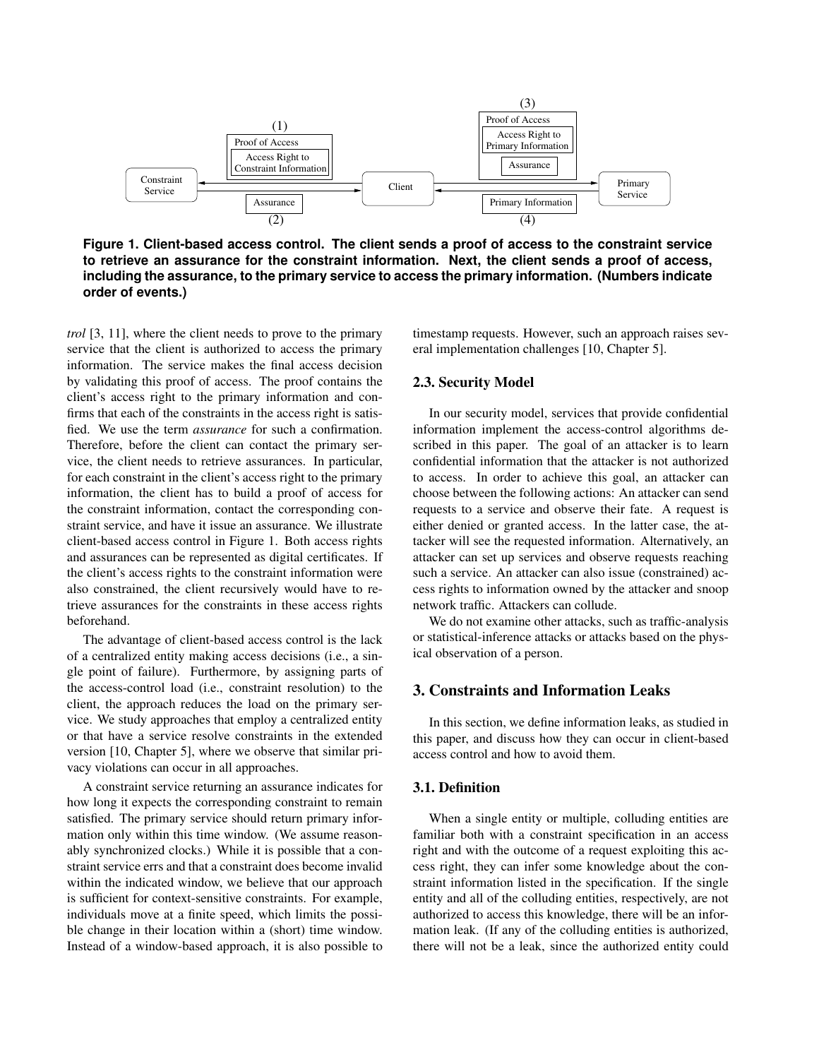**Figure 1. Client-based access control. The client sends a proof of access to the constraint service to retrieve an assurance for the constraint information. Next, the client sends a proof of access, including the assurance, to the primary service to access the primary information. (Numbers indicate order of events.)**

*trol* [3, 11], where the client needs to prove to the primary service that the client is authorized to access the primary information. The service makes the final access decision by validating this proof of access. The proof contains the client's access right to the primary information and confirms that each of the constraints in the access right is satisfied. We use the term *assurance* for such a confirmation. Therefore, before the client can contact the primary service, the client needs to retrieve assurances. In particular, for each constraint in the client's access right to the primary information, the client has to build a proof of access for the constraint information, contact the corresponding constraint service, and have it issue an assurance. We illustrate client-based access control in Figure 1. Both access rights and assurances can be represented as digital certificates. If the client's access rights to the constraint information were also constrained, the client recursively would have to retrieve assurances for the constraints in these access rights beforehand.

The advantage of client-based access control is the lack of a centralized entity making access decisions (i.e., a single point of failure). Furthermore, by assigning parts of the access-control load (i.e., constraint resolution) to the client, the approach reduces the load on the primary service. We study approaches that employ a centralized entity or that have a service resolve constraints in the extended version [10, Chapter 5], where we observe that similar privacy violations can occur in all approaches.

A constraint service returning an assurance indicates for how long it expects the corresponding constraint to remain satisfied. The primary service should return primary information only within this time window. (We assume reasonably synchronized clocks.) While it is possible that a constraint service errs and that a constraint does become invalid within the indicated window, we believe that our approach is sufficient for context-sensitive constraints. For example, individuals move at a finite speed, which limits the possible change in their location within a (short) time window. Instead of a window-based approach, it is also possible to timestamp requests. However, such an approach raises several implementation challenges [10, Chapter 5].

### 2.3. Security Model

In our security model, services that provide confidential information implement the access-control algorithms described in this paper. The goal of an attacker is to learn confidential information that the attacker is not authorized to access. In order to achieve this goal, an attacker can choose between the following actions: An attacker can send requests to a service and observe their fate. A request is either denied or granted access. In the latter case, the attacker will see the requested information. Alternatively, an attacker can set up services and observe requests reaching such a service. An attacker can also issue (constrained) access rights to information owned by the attacker and snoop network traffic. Attackers can collude.

We do not examine other attacks, such as traffic-analysis or statistical-inference attacks or attacks based on the physical observation of a person.

## 3. Constraints and Information Leaks

In this section, we define information leaks, as studied in this paper, and discuss how they can occur in client-based access control and how to avoid them.

### 3.1. Definition

When a single entity or multiple, colluding entities are familiar both with a constraint specification in an access right and with the outcome of a request exploiting this access right, they can infer some knowledge about the constraint information listed in the specification. If the single entity and all of the colluding entities, respectively, are not authorized to access this knowledge, there will be an information leak. (If any of the colluding entities is authorized, there will not be a leak, since the authorized entity could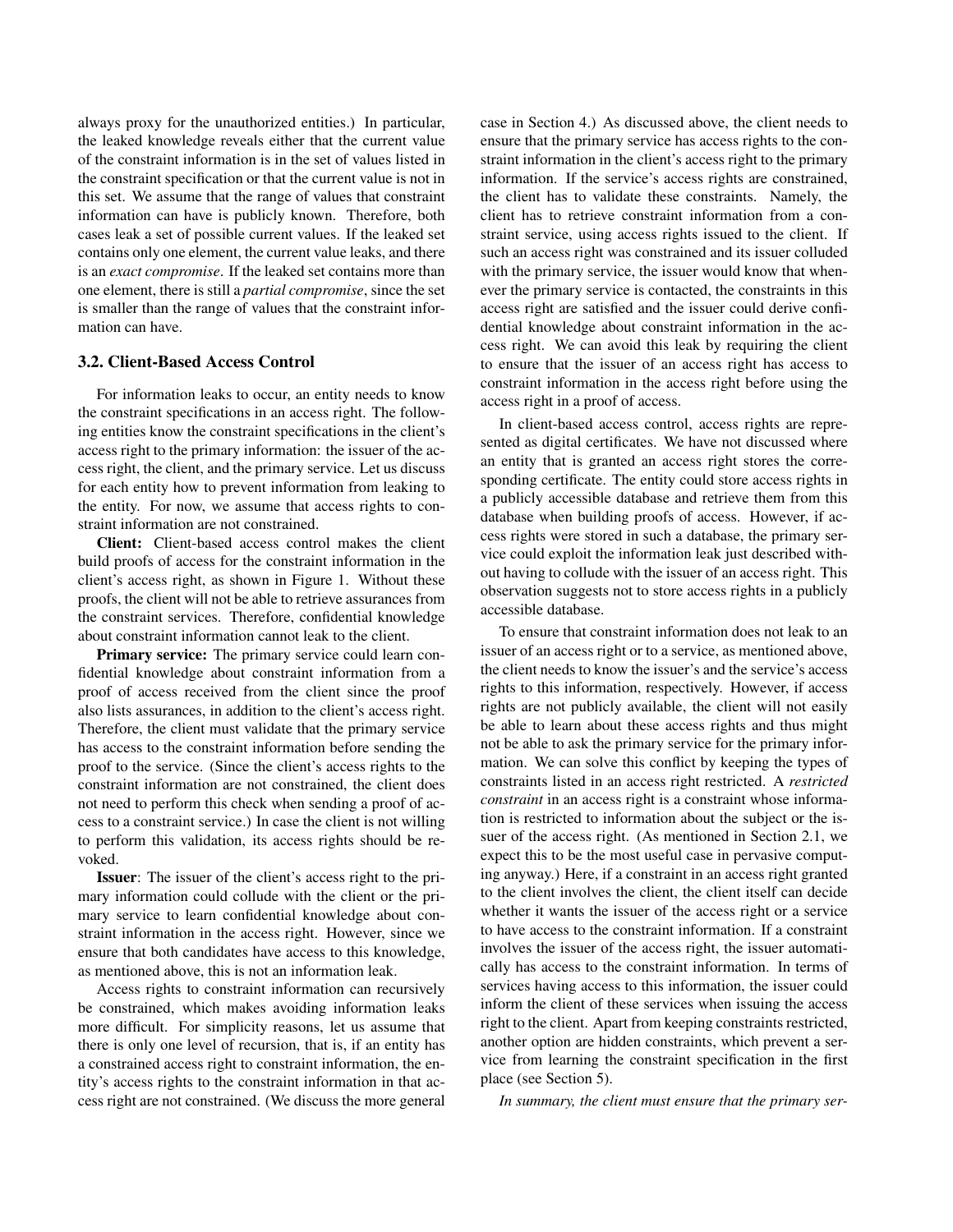always proxy for the unauthorized entities.) In particular, the leaked knowledge reveals either that the current value of the constraint information is in the set of values listed in the constraint specification or that the current value is not in this set. We assume that the range of values that constraint information can have is publicly known. Therefore, both cases leak a set of possible current values. If the leaked set contains only one element, the current value leaks, and there is an *exact compromise*. If the leaked set contains more than one element, there is still a *partial compromise*, since the set is smaller than the range of values that the constraint information can have.

### 3.2. Client-Based Access Control

For information leaks to occur, an entity needs to know the constraint specifications in an access right. The following entities know the constraint specifications in the client's access right to the primary information: the issuer of the access right, the client, and the primary service. Let us discuss for each entity how to prevent information from leaking to the entity. For now, we assume that access rights to constraint information are not constrained.

**Client:** Client-based access control makes the client build proofs of access for the constraint information in the client's access right, as shown in Figure 1. Without these proofs, the client will not be able to retrieve assurances from the constraint services. Therefore, confidential knowledge about constraint information cannot leak to the client.

**Primary service:** The primary service could learn confidential knowledge about constraint information from a proof of access received from the client since the proof also lists assurances, in addition to the client's access right. Therefore, the client must validate that the primary service has access to the constraint information before sending the proof to the service. (Since the client's access rights to the constraint information are not constrained, the client does not need to perform this check when sending a proof of access to a constraint service.) In case the client is not willing to perform this validation, its access rights should be revoked.

**Issuer**: The issuer of the client's access right to the primary information could collude with the client or the primary service to learn confidential knowledge about constraint information in the access right. However, since we ensure that both candidates have access to this knowledge, as mentioned above, this is not an information leak.

Access rights to constraint information can recursively be constrained, which makes avoiding information leaks more difficult. For simplicity reasons, let us assume that there is only one level of recursion, that is, if an entity has a constrained access right to constraint information, the entity's access rights to the constraint information in that access right are not constrained. (We discuss the more general case in Section 4.) As discussed above, the client needs to ensure that the primary service has access rights to the constraint information in the client's access right to the primary information. If the service's access rights are constrained, the client has to validate these constraints. Namely, the client has to retrieve constraint information from a constraint service, using access rights issued to the client. If such an access right was constrained and its issuer colluded with the primary service, the issuer would know that whenever the primary service is contacted, the constraints in this access right are satisfied and the issuer could derive confidential knowledge about constraint information in the access right. We can avoid this leak by requiring the client to ensure that the issuer of an access right has access to constraint information in the access right before using the access right in a proof of access.

In client-based access control, access rights are represented as digital certificates. We have not discussed where an entity that is granted an access right stores the corresponding certificate. The entity could store access rights in a publicly accessible database and retrieve them from this database when building proofs of access. However, if access rights were stored in such a database, the primary service could exploit the information leak just described without having to collude with the issuer of an access right. This observation suggests not to store access rights in a publicly accessible database.

To ensure that constraint information does not leak to an issuer of an access right or to a service, as mentioned above, the client needs to know the issuer's and the service's access rights to this information, respectively. However, if access rights are not publicly available, the client will not easily be able to learn about these access rights and thus might not be able to ask the primary service for the primary information. We can solve this conflict by keeping the types of constraints listed in an access right restricted. A *restricted constraint* in an access right is a constraint whose information is restricted to information about the subject or the issuer of the access right. (As mentioned in Section 2.1, we expect this to be the most useful case in pervasive computing anyway.) Here, if a constraint in an access right granted to the client involves the client, the client itself can decide whether it wants the issuer of the access right or a service to have access to the constraint information. If a constraint involves the issuer of the access right, the issuer automatically has access to the constraint information. In terms of services having access to this information, the issuer could inform the client of these services when issuing the access right to the client. Apart from keeping constraints restricted, another option are hidden constraints, which prevent a service from learning the constraint specification in the first place (see Section 5).

*In summary, the client must ensure that the primary ser-*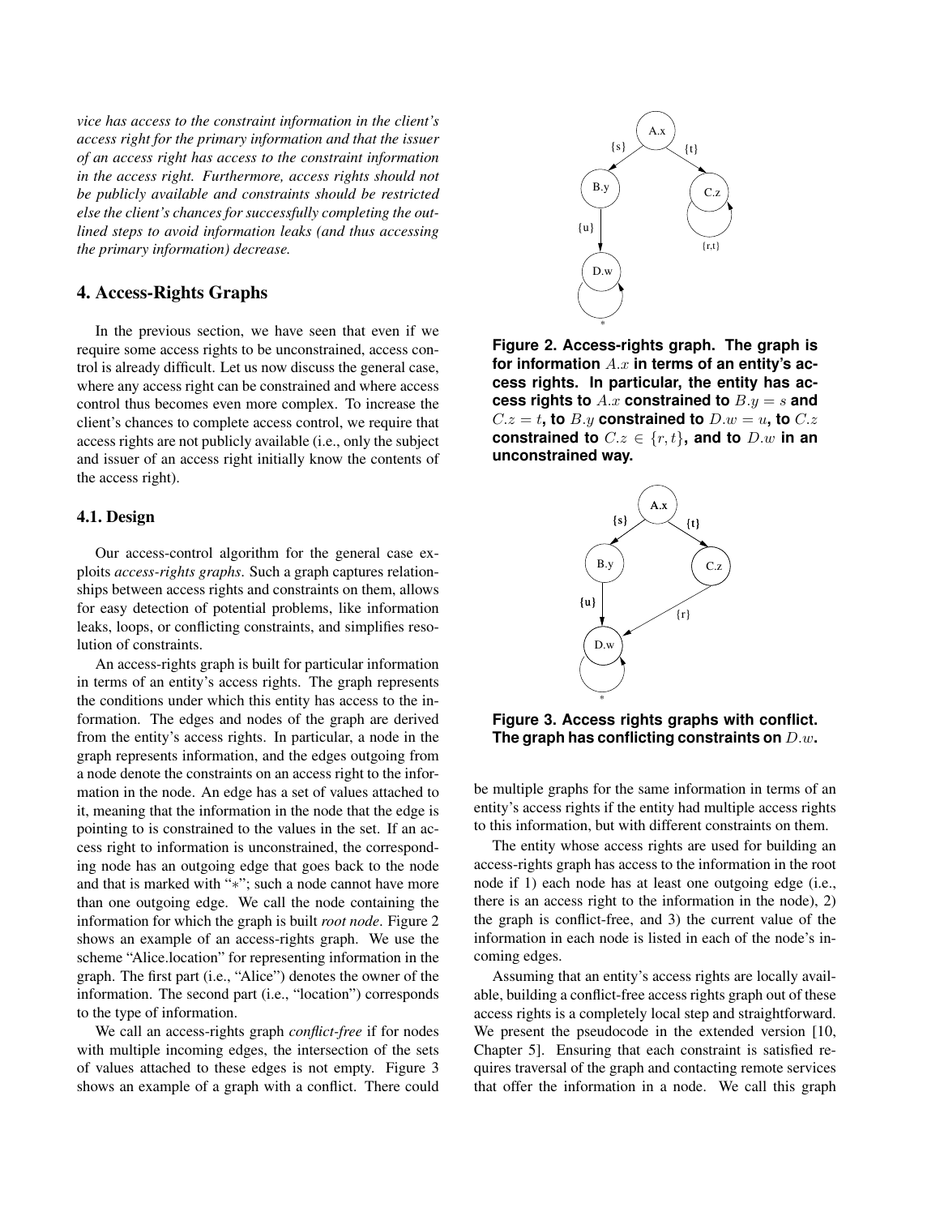*vice has access to the constraint information in the client's access right for the primary information and that the issuer of an access right has access to the constraint information in the access right. Furthermore, access rights should not be publicly available and constraints should be restricted else the client's chances for successfully completing the outlined steps to avoid information leaks (and thus accessing the primary information) decrease.*

## 4. Access-Rights Graphs

In the previous section, we have seen that even if we require some access rights to be unconstrained, access control is already difficult. Let us now discuss the general case, where any access right can be constrained and where access control thus becomes even more complex. To increase the client's chances to complete access control, we require that access rights are not publicly available (i.e., only the subject and issuer of an access right initially know the contents of the access right).

### 4.1. Design

Our access-control algorithm for the general case exploits *access-rights graphs*. Such a graph captures relationships between access rights and constraints on them, allows for easy detection of potential problems, like information leaks, loops, or conflicting constraints, and simplifies resolution of constraints.

An access-rights graph is built for particular information in terms of an entity's access rights. The graph represents the conditions under which this entity has access to the information. The edges and nodes of the graph are derived from the entity's access rights. In particular, a node in the graph represents information, and the edges outgoing from a node denote the constraints on an access right to the information in the node. An edge has a set of values attached to it, meaning that the information in the node that the edge is pointing to is constrained to the values in the set. If an access right to information is unconstrained, the corresponding node has an outgoing edge that goes back to the node and that is marked with "$*$"; such a node cannot have more than one outgoing edge. We call the node containing the information for which the graph is built *root node*. Figure 2 shows an example of an access-rights graph. We use the scheme "Alice.location" for representing information in the graph. The first part (i.e., "Alice") denotes the owner of the information. The second part (i.e., "location") corresponds to the type of information.

We call an access-rights graph *conflict-free* if for nodes with multiple incoming edges, the intersection of the sets of values attached to these edges is not empty. Figure 3 shows an example of a graph with a conflict. There could be multiple graphs for the same information in terms of an entity's access rights if the entity had multiple access rights to this information, but with different constraints on them.

A.x
{s}
{t}
B.y
C.z
{u}
{r,t}
D.w
*

**Figure 2. Access-rights graph. The graph is for information $A.x$ in terms of an entity's access rights. In particular, the entity has access rights to $A.x$ constrained to $B.y = s$ and $C.z = t$, to $B.y$ constrained to $D.w = u$, to $C.z$ constrained to $C.z \in \{r, t\}$, and to $D.w$ in an unconstrained way.**

A.x
{s}
{t}
B.y
C.z
{u}
{r}
D.w
*

**Figure 3. Access rights graphs with conflict. The graph has conflicting constraints on $D.w$.**

The entity whose access rights are used for building an access-rights graph has access to the information in the root node if 1) each node has at least one outgoing edge (i.e., there is an access right to the information in the node), 2) the graph is conflict-free, and 3) the current value of the information in each node is listed in each of the node's incoming edges.

Assuming that an entity's access rights are locally available, building a conflict-free access rights graph out of these access rights is a completely local step and straightforward. We present the pseudocode in the extended version [10, Chapter 5]. Ensuring that each constraint is satisfied requires traversal of the graph and contacting remote services that offer the information in a node. We call this graph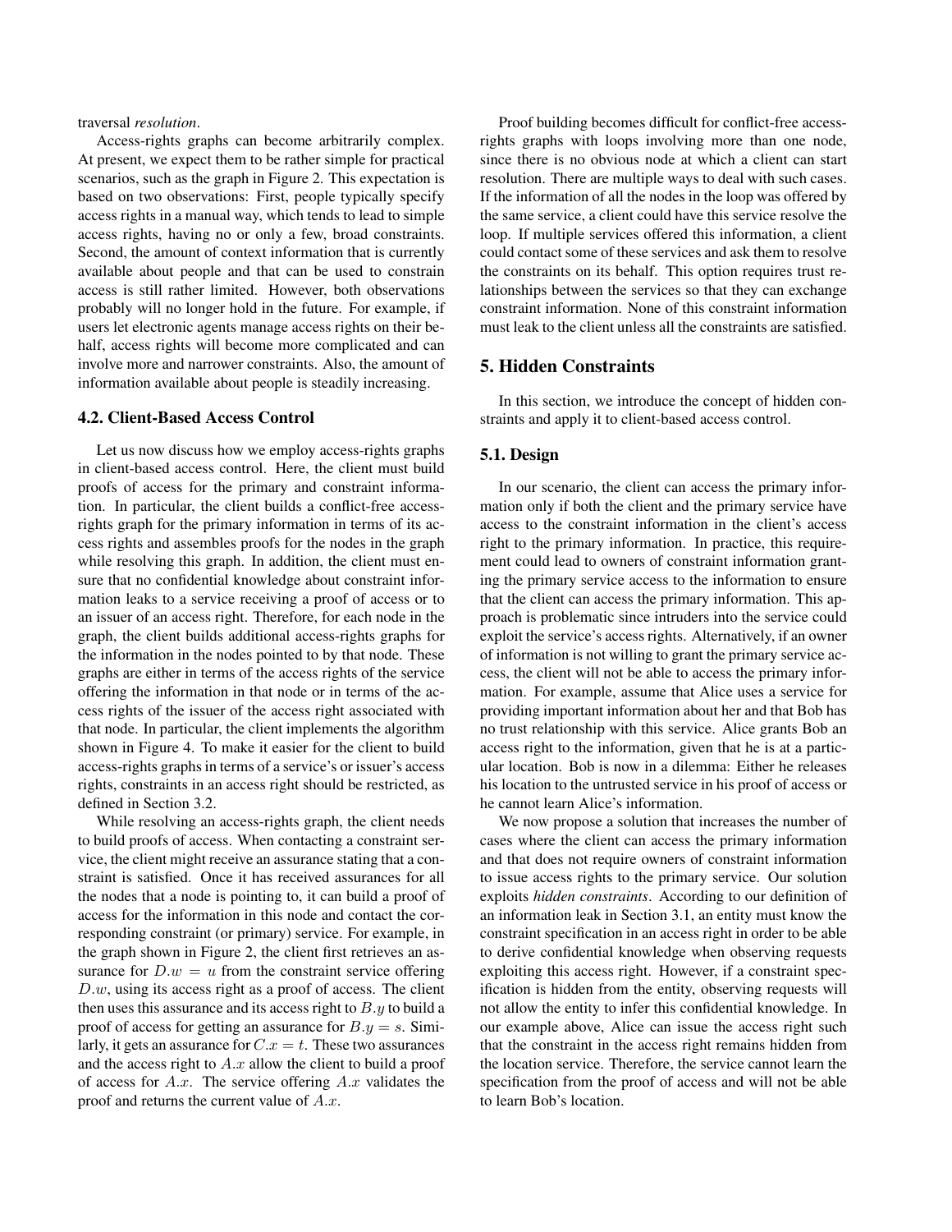traversal *resolution*.

Access-rights graphs can become arbitrarily complex. At present, we expect them to be rather simple for practical scenarios, such as the graph in Figure 2. This expectation is based on two observations: First, people typically specify access rights in a manual way, which tends to lead to simple access rights, having no or only a few, broad constraints. Second, the amount of context information that is currently available about people and that can be used to constrain access is still rather limited. However, both observations probably will no longer hold in the future. For example, if users let electronic agents manage access rights on their behalf, access rights will become more complicated and can involve more and narrower constraints. Also, the amount of information available about people is steadily increasing.

### 4.2. Client-Based Access Control

Let us now discuss how we employ access-rights graphs in client-based access control. Here, the client must build proofs of access for the primary and constraint information. In particular, the client builds a conflict-free access-rights graph for the primary information in terms of its access rights and assembles proofs for the nodes in the graph while resolving this graph. In addition, the client must ensure that no confidential knowledge about constraint information leaks to a service receiving a proof of access or to an issuer of an access right. Therefore, for each node in the graph, the client builds additional access-rights graphs for the information in the nodes pointed to by that node. These graphs are either in terms of the access rights of the service offering the information in that node or in terms of the access rights of the issuer of the access right associated with that node. In particular, the client implements the algorithm shown in Figure 4. To make it easier for the client to build access-rights graphs in terms of a service's or issuer's access rights, constraints in an access right should be restricted, as defined in Section 3.2.

While resolving an access-rights graph, the client needs to build proofs of access. When contacting a constraint service, the client might receive an assurance stating that a constraint is satisfied. Once it has received assurances for all the nodes that a node is pointing to, it can build a proof of access for the information in this node and contact the corresponding constraint (or primary) service. For example, in the graph shown in Figure 2, the client first retrieves an assurance for $D.w = u$ from the constraint service offering $D.w$, using its access right as a proof of access. The client then uses this assurance and its access right to $B.y$ to build a proof of access for getting an assurance for $B.y = s$. Similarly, it gets an assurance for $C.x = t$. These two assurances and the access right to $A.x$ allow the client to build a proof of access for $A.x$. The service offering $A.x$ validates the proof and returns the current value of $A.x$.

Proof building becomes difficult for conflict-free access-rights graphs with loops involving more than one node, since there is no obvious node at which a client can start resolution. There are multiple ways to deal with such cases. If the information of all the nodes in the loop was offered by the same service, a client could have this service resolve the loop. If multiple services offered this information, a client could contact some of these services and ask them to resolve the constraints on its behalf. This option requires trust relationships between the services so that they can exchange constraint information. None of this constraint information must leak to the client unless all the constraints are satisfied.

## 5. Hidden Constraints

In this section, we introduce the concept of hidden constraints and apply it to client-based access control.

### 5.1. Design

In our scenario, the client can access the primary information only if both the client and the primary service have access to the constraint information in the client's access right to the primary information. In practice, this requirement could lead to owners of constraint information granting the primary service access to the information to ensure that the client can access the primary information. This approach is problematic since intruders into the service could exploit the service's access rights. Alternatively, if an owner of information is not willing to grant the primary service access, the client will not be able to access the primary information. For example, assume that Alice uses a service for providing important information about her and that Bob has no trust relationship with this service. Alice grants Bob an access right to the information, given that he is at a particular location. Bob is now in a dilemma: Either he releases his location to the untrusted service in his proof of access or he cannot learn Alice's information.

We now propose a solution that increases the number of cases where the client can access the primary information and that does not require owners of constraint information to issue access rights to the primary service. Our solution exploits *hidden constraints*. According to our definition of an information leak in Section 3.1, an entity must know the constraint specification in an access right in order to be able to derive confidential knowledge when observing requests exploiting this access right. However, if a constraint specification is hidden from the entity, observing requests will not allow the entity to infer this confidential knowledge. In our example above, Alice can issue the access right such that the constraint in the access right remains hidden from the location service. Therefore, the service cannot learn the specification from the proof of access and will not be able to learn Bob's location.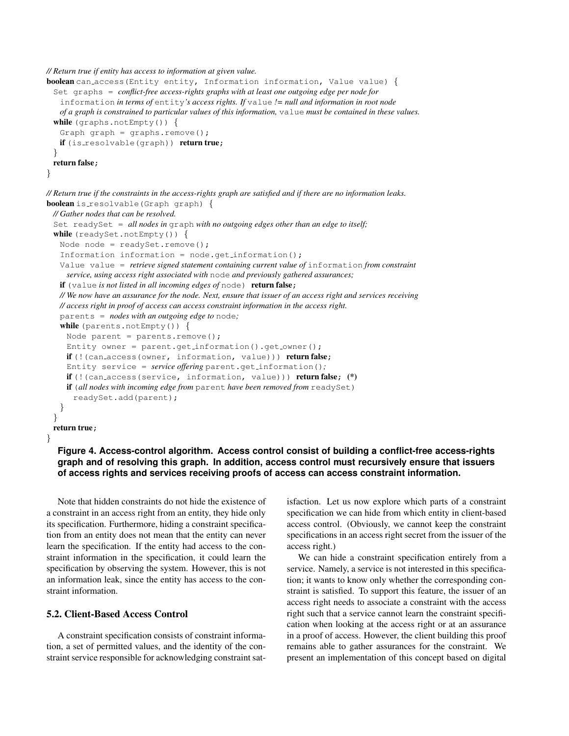```
// Return true if entity has access to information at given value.
boolean can_access(Entity entity, Information information, Value value) {
  Set graphs = conflict-free access-rights graphs with at least one outgoing edge per node for
    information in terms of entity's access rights. If value != null and information in root node
    of a graph is constrained to particular values of this information, value must be contained in these values.
  while (graphs.notEmpty()) {
    Graph graph = graphs.remove();
    if (is_resolvable(graph)) return true;
  }
  return false;
}

// Return true if the constraints in the access-rights graph are satisfied and if there are no information leaks.
boolean is_resolvable(Graph graph) {
  // Gather nodes that can be resolved.
  Set readySet = all nodes in graph with no outgoing edges other than an edge to itself;
  while (readySet.notEmpty()) {
    Node node = readySet.remove();
    Information information = node.get_information();
    Value value = retrieve signed statement containing current value of information from constraint
      service, using access right associated with node and previously gathered assurances;
    if (value is not listed in all incoming edges of node) return false;
    // We now have an assurance for the node. Next, ensure that issuer of an access right and services receiving
    // access right in proof of access can access constraint information in the access right.
    parents = nodes with an outgoing edge to node;
    while (parents.notEmpty()) {
      Node parent = parents.remove();
      Entity owner = parent.get_information().get_owner();
      if (!(can_access(owner, information, value))) return false;
      Entity service = service offering parent.get_information();
      if (!(can_access(service, information, value))) return false; (*)
      if (all nodes with incoming edge from parent have been removed from readySet)
        readySet.add(parent);
    }
  }
  return true;
}
```

**Figure 4. Access-control algorithm. Access control consist of building a conflict-free access-rights graph and of resolving this graph. In addition, access control must recursively ensure that issuers of access rights and services receiving proofs of access can access constraint information.**

Note that hidden constraints do not hide the existence of a constraint in an access right from an entity, they hide only its specification. Furthermore, hiding a constraint specification from an entity does not mean that the entity can never learn the specification. If the entity had access to the constraint information in the specification, it could learn the specification by observing the system. However, this is not an information leak, since the entity has access to the constraint information.

### 5.2. Client-Based Access Control

A constraint specification consists of constraint information, a set of permitted values, and the identity of the constraint service responsible for acknowledging constraint satisfaction. Let us now explore which parts of a constraint specification we can hide from which entity in client-based access control. (Obviously, we cannot keep the constraint specifications in an access right secret from the issuer of the access right.)

We can hide a constraint specification entirely from a service. Namely, a service is not interested in this specification; it wants to know only whether the corresponding constraint is satisfied. To support this feature, the issuer of an access right needs to associate a constraint with the access right such that a service cannot learn the constraint specification when looking at the access right or at an assurance in a proof of access. However, the client building this proof remains able to gather assurances for the constraint. We present an implementation of this concept based on digital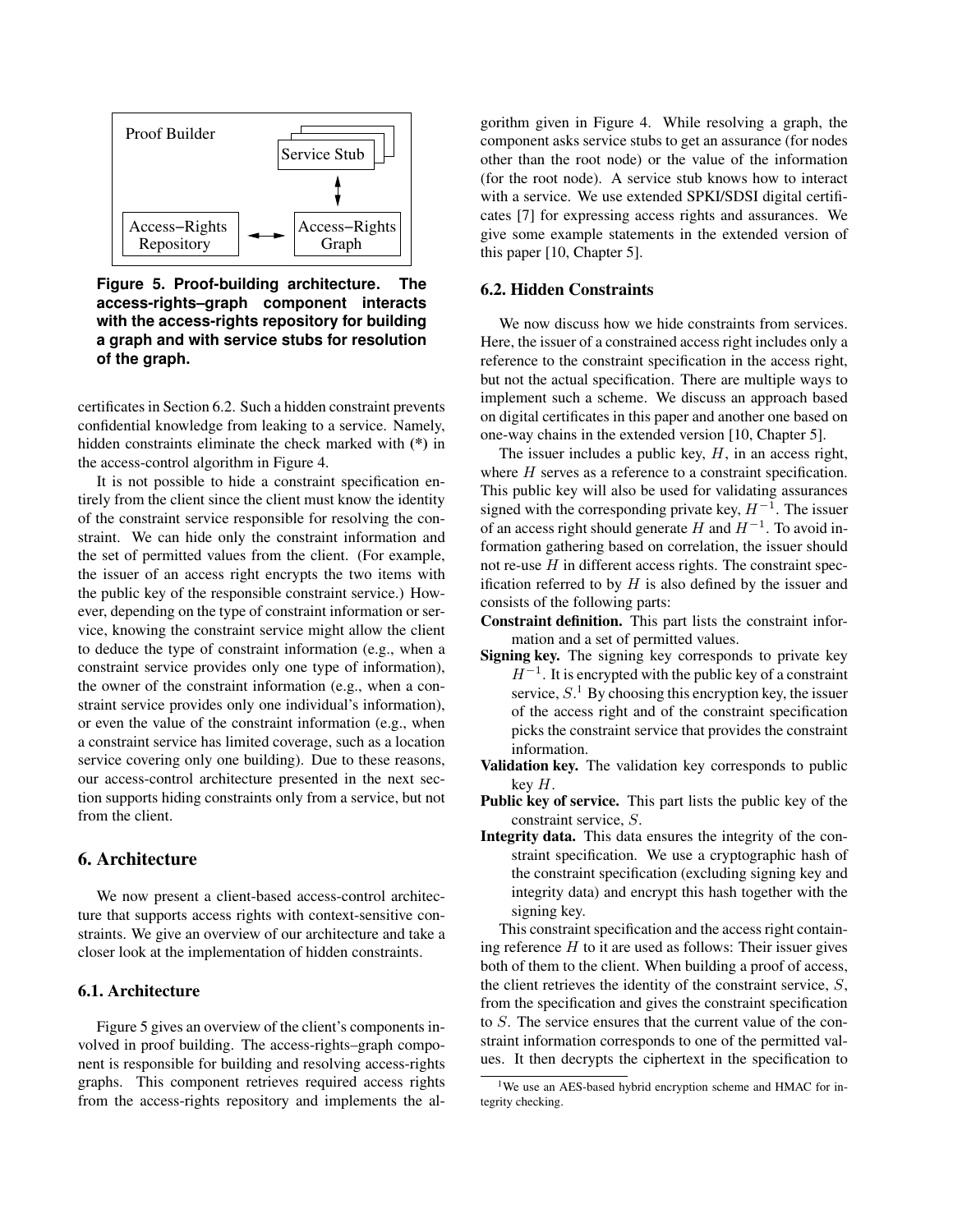Proof Builder

Service Stub

Access−Rights Repository

Access−Rights Graph

**Figure 5. Proof-building architecture. The access-rights–graph component interacts with the access-rights repository for building a graph and with service stubs for resolution of the graph.**

certificates in Section 6.2. Such a hidden constraint prevents confidential knowledge from leaking to a service. Namely, hidden constraints eliminate the check marked with **(*)** in the access-control algorithm in Figure 4.

It is not possible to hide a constraint specification entirely from the client since the client must know the identity of the constraint service responsible for resolving the constraint. We can hide only the constraint information and the set of permitted values from the client. (For example, the issuer of an access right encrypts the two items with the public key of the responsible constraint service.) However, depending on the type of constraint information or service, knowing the constraint service might allow the client to deduce the type of constraint information (e.g., when a constraint service provides only one type of information), the owner of the constraint information (e.g., when a constraint service provides only one individual's information), or even the value of the constraint information (e.g., when a constraint service has limited coverage, such as a location service covering only one building). Due to these reasons, our access-control architecture presented in the next section supports hiding constraints only from a service, but not from the client.

## 6. Architecture

We now present a client-based access-control architecture that supports access rights with context-sensitive constraints. We give an overview of our architecture and take a closer look at the implementation of hidden constraints.

### 6.1. Architecture

Figure 5 gives an overview of the client's components involved in proof building. The access-rights–graph component is responsible for building and resolving access-rights graphs. This component retrieves required access rights from the access-rights repository and implements the algorithm given in Figure 4. While resolving a graph, the component asks service stubs to get an assurance (for nodes other than the root node) or the value of the information (for the root node). A service stub knows how to interact with a service. We use extended SPKI/SDSI digital certificates [7] for expressing access rights and assurances. We give some example statements in the extended version of this paper [10, Chapter 5].

### 6.2. Hidden Constraints

We now discuss how we hide constraints from services. Here, the issuer of a constrained access right includes only a reference to the constraint specification in the access right, but not the actual specification. There are multiple ways to implement such a scheme. We discuss an approach based on digital certificates in this paper and another one based on one-way chains in the extended version [10, Chapter 5].

The issuer includes a public key, $H$, in an access right, where $H$ serves as a reference to a constraint specification. This public key will also be used for validating assurances signed with the corresponding private key, $H^{-1}$. The issuer of an access right should generate $H$ and $H^{-1}$. To avoid information gathering based on correlation, the issuer should not re-use $H$ in different access rights. The constraint specification referred to by $H$ is also defined by the issuer and consists of the following parts:

**Constraint definition.** This part lists the constraint information and a set of permitted values.

**Signing key.** The signing key corresponds to private key $H^{-1}$. It is encrypted with the public key of a constraint service, $S$.[1] By choosing this encryption key, the issuer of the access right and of the constraint specification picks the constraint service that provides the constraint information.

**Validation key.** The validation key corresponds to public key $H$.

**Public key of service.** This part lists the public key of the constraint service, $S$.

**Integrity data.** This data ensures the integrity of the constraint specification. We use a cryptographic hash of the constraint specification (excluding signing key and integrity data) and encrypt this hash together with the signing key.

This constraint specification and the access right containing reference $H$ to it are used as follows: Their issuer gives both of them to the client. When building a proof of access, the client retrieves the identity of the constraint service, $S$, from the specification and gives the constraint specification to $S$. The service ensures that the current value of the constraint information corresponds to one of the permitted values. It then decrypts the ciphertext in the specification to

[1] We use an AES-based hybrid encryption scheme and HMAC for integrity checking.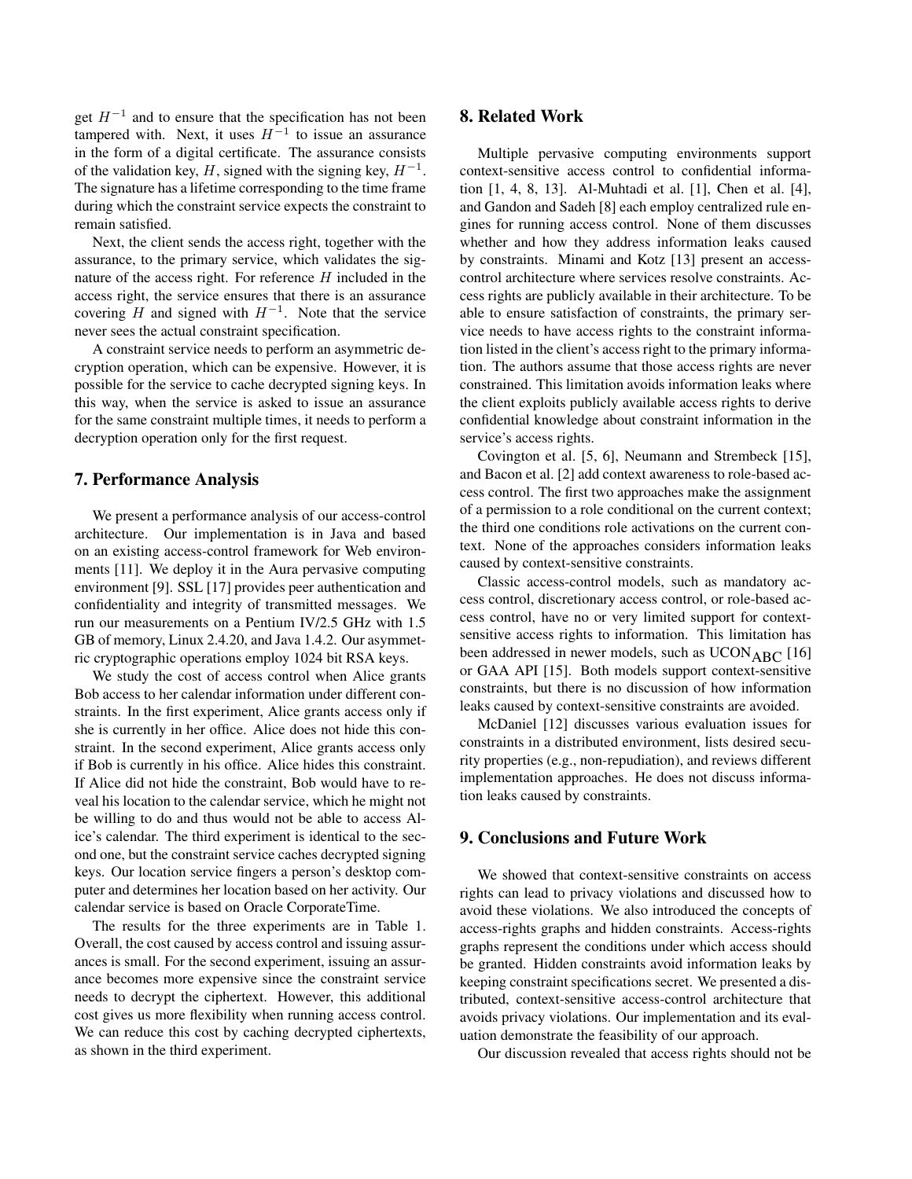get $H^{-1}$ and to ensure that the specification has not been tampered with. Next, it uses $H^{-1}$ to issue an assurance in the form of a digital certificate. The assurance consists of the validation key, $H$, signed with the signing key, $H^{-1}$. The signature has a lifetime corresponding to the time frame during which the constraint service expects the constraint to remain satisfied.

Next, the client sends the access right, together with the assurance, to the primary service, which validates the signature of the access right. For reference $H$ included in the access right, the service ensures that there is an assurance covering $H$ and signed with $H^{-1}$. Note that the service never sees the actual constraint specification.

A constraint service needs to perform an asymmetric decryption operation, which can be expensive. However, it is possible for the service to cache decrypted signing keys. In this way, when the service is asked to issue an assurance for the same constraint multiple times, it needs to perform a decryption operation only for the first request.

## 7. Performance Analysis

We present a performance analysis of our access-control architecture. Our implementation is in Java and based on an existing access-control framework for Web environments [11]. We deploy it in the Aura pervasive computing environment [9]. SSL [17] provides peer authentication and confidentiality and integrity of transmitted messages. We run our measurements on a Pentium IV/2.5 GHz with 1.5 GB of memory, Linux 2.4.20, and Java 1.4.2. Our asymmetric cryptographic operations employ 1024 bit RSA keys.

We study the cost of access control when Alice grants Bob access to her calendar information under different constraints. In the first experiment, Alice grants access only if she is currently in her office. Alice does not hide this constraint. In the second experiment, Alice grants access only if Bob is currently in his office. Alice hides this constraint. If Alice did not hide the constraint, Bob would have to reveal his location to the calendar service, which he might not be willing to do and thus would not be able to access Alice's calendar. The third experiment is identical to the second one, but the constraint service caches decrypted signing keys. Our location service fingers a person's desktop computer and determines her location based on her activity. Our calendar service is based on Oracle CorporateTime.

The results for the three experiments are in Table 1. Overall, the cost caused by access control and issuing assurances is small. For the second experiment, issuing an assurance becomes more expensive since the constraint service needs to decrypt the ciphertext. However, this additional cost gives us more flexibility when running access control. We can reduce this cost by caching decrypted ciphertexts, as shown in the third experiment.

## 8. Related Work

Multiple pervasive computing environments support context-sensitive access control to confidential information [1, 4, 8, 13]. Al-Muhtadi et al. [1], Chen et al. [4], and Gandon and Sadeh [8] each employ centralized rule engines for running access control. None of them discusses whether and how they address information leaks caused by constraints. Minami and Kotz [13] present an access-control architecture where services resolve constraints. Access rights are publicly available in their architecture. To be able to ensure satisfaction of constraints, the primary service needs to have access rights to the constraint information listed in the client's access right to the primary information. The authors assume that those access rights are never constrained. This limitation avoids information leaks where the client exploits publicly available access rights to derive confidential knowledge about constraint information in the service's access rights.

Covington et al. [5, 6], Neumann and Strembeck [15], and Bacon et al. [2] add context awareness to role-based access control. The first two approaches make the assignment of a permission to a role conditional on the current context; the third one conditions role activations on the current context. None of the approaches considers information leaks caused by context-sensitive constraints.

Classic access-control models, such as mandatory access control, discretionary access control, or role-based access control, have no or very limited support for context-sensitive access rights to information. This limitation has been addressed in newer models, such as $\text{UCON}_{\text{ABC}}$ [16] or GAA API [15]. Both models support context-sensitive constraints, but there is no discussion of how information leaks caused by context-sensitive constraints are avoided.

McDaniel [12] discusses various evaluation issues for constraints in a distributed environment, lists desired security properties (e.g., non-repudiation), and reviews different implementation approaches. He does not discuss information leaks caused by constraints.

## 9. Conclusions and Future Work

We showed that context-sensitive constraints on access rights can lead to privacy violations and discussed how to avoid these violations. We also introduced the concepts of access-rights graphs and hidden constraints. Access-rights graphs represent the conditions under which access should be granted. Hidden constraints avoid information leaks by keeping constraint specifications secret. We presented a distributed, context-sensitive access-control architecture that avoids privacy violations. Our implementation and its evaluation demonstrate the feasibility of our approach.

Our discussion revealed that access rights should not be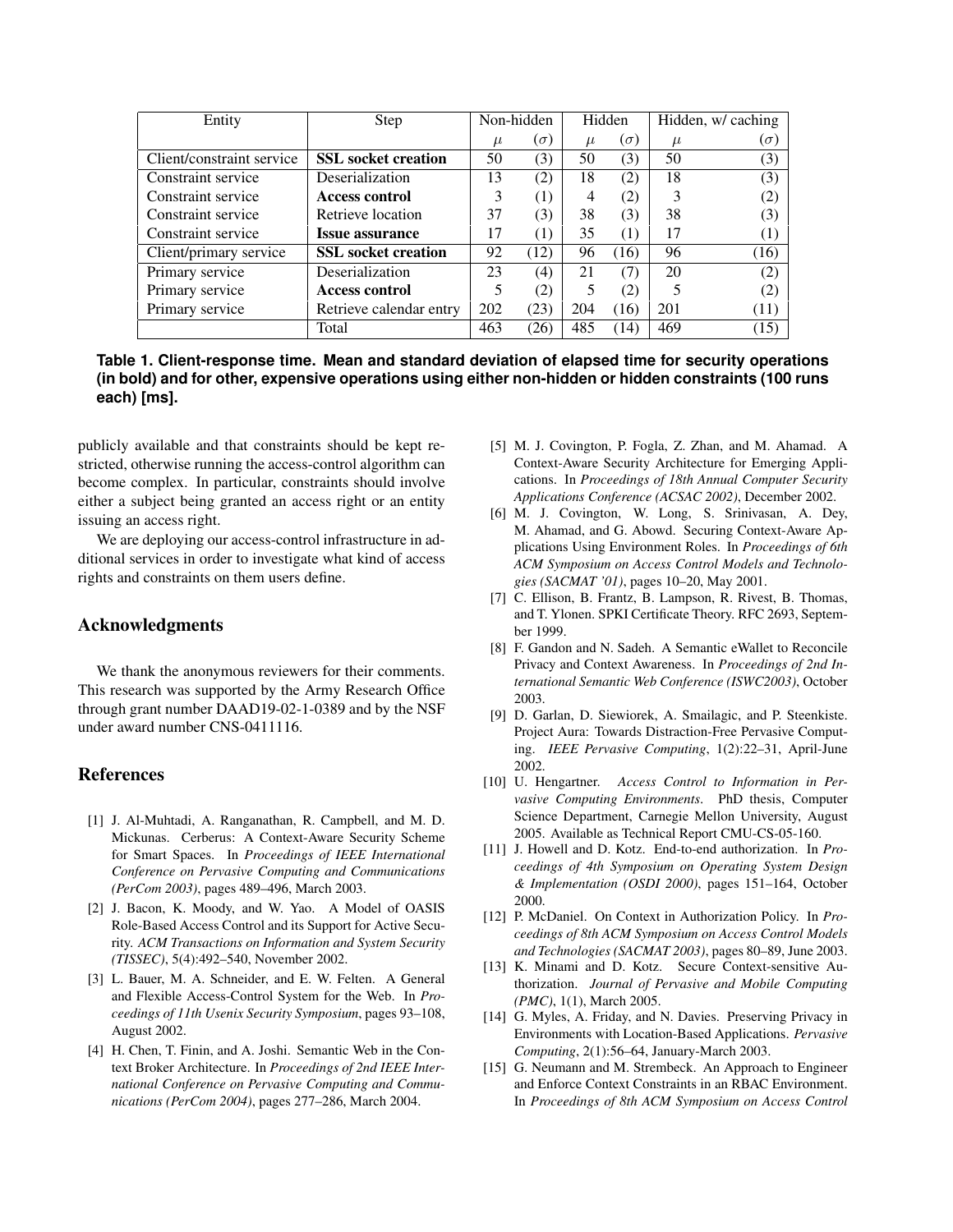| Entity | Step | Non-hidden | | Hidden | | Hidden, w/ caching | |
|---|---|---|---|---|---|---|---|
| | | $\mu$ | $(\sigma)$ | $\mu$ | $(\sigma)$ | $\mu$ | $(\sigma)$ |
| Client/constraint service | **SSL socket creation** | 50 | (3) | 50 | (3) | 50 | (3) |
| Constraint service | Deserialization | 13 | (2) | 18 | (2) | 18 | (3) |
| Constraint service | **Access control** | 3 | (1) | 4 | (2) | 3 | (2) |
| Constraint service | Retrieve location | 37 | (3) | 38 | (3) | 38 | (3) |
| Constraint service | **Issue assurance** | 17 | (1) | 35 | (1) | 17 | (1) |
| Client/primary service | **SSL socket creation** | 92 | (12) | 96 | (16) | 96 | (16) |
| Primary service | Deserialization | 23 | (4) | 21 | (7) | 20 | (2) |
| Primary service | **Access control** | 5 | (2) | 5 | (2) | 5 | (2) |
| Primary service | Retrieve calendar entry | 202 | (23) | 204 | (16) | 201 | (11) |
| | Total | 463 | (26) | 485 | (14) | 469 | (15) |

**Table 1. Client-response time. Mean and standard deviation of elapsed time for security operations (in bold) and for other, expensive operations using either non-hidden or hidden constraints (100 runs each) [ms].**

publicly available and that constraints should be kept restricted, otherwise running the access-control algorithm can become complex. In particular, constraints should involve either a subject being granted an access right or an entity issuing an access right.

We are deploying our access-control infrastructure in additional services in order to investigate what kind of access rights and constraints on them users define.

## Acknowledgments

We thank the anonymous reviewers for their comments. This research was supported by the Army Research Office through grant number DAAD19-02-1-0389 and by the NSF under award number CNS-0411116.

## References

[1] J. Al-Muhtadi, A. Ranganathan, R. Campbell, and M. D. Mickunas. Cerberus: A Context-Aware Security Scheme for Smart Spaces. In *Proceedings of IEEE International Conference on Pervasive Computing and Communications (PerCom 2003)*, pages 489–496, March 2003.

[2] J. Bacon, K. Moody, and W. Yao. A Model of OASIS Role-Based Access Control and its Support for Active Security. *ACM Transactions on Information and System Security (TISSEC)*, 5(4):492–540, November 2002.

[3] L. Bauer, M. A. Schneider, and E. W. Felten. A General and Flexible Access-Control System for the Web. In *Proceedings of 11th Usenix Security Symposium*, pages 93–108, August 2002.

[4] H. Chen, T. Finin, and A. Joshi. Semantic Web in the Context Broker Architecture. In *Proceedings of 2nd IEEE International Conference on Pervasive Computing and Communications (PerCom 2004)*, pages 277–286, March 2004.

[5] M. J. Covington, P. Fogla, Z. Zhan, and M. Ahamad. A Context-Aware Security Architecture for Emerging Applications. In *Proceedings of 18th Annual Computer Security Applications Conference (ACSAC 2002)*, December 2002.

[6] M. J. Covington, W. Long, S. Srinivasan, A. Dey, M. Ahamad, and G. Abowd. Securing Context-Aware Applications Using Environment Roles. In *Proceedings of 6th ACM Symposium on Access Control Models and Technologies (SACMAT '01)*, pages 10–20, May 2001.

[7] C. Ellison, B. Frantz, B. Lampson, R. Rivest, B. Thomas, and T. Ylonen. SPKI Certificate Theory. RFC 2693, September 1999.

[8] F. Gandon and N. Sadeh. A Semantic eWallet to Reconcile Privacy and Context Awareness. In *Proceedings of 2nd International Semantic Web Conference (ISWC2003)*, October 2003.

[9] D. Garlan, D. Siewiorek, A. Smailagic, and P. Steenkiste. Project Aura: Towards Distraction-Free Pervasive Computing. *IEEE Pervasive Computing*, 1(2):22–31, April-June 2002.

[10] U. Hengartner. *Access Control to Information in Pervasive Computing Environments*. PhD thesis, Computer Science Department, Carnegie Mellon University, August 2005. Available as Technical Report CMU-CS-05-160.

[11] J. Howell and D. Kotz. End-to-end authorization. In *Proceedings of 4th Symposium on Operating System Design & Implementation (OSDI 2000)*, pages 151–164, October 2000.

[12] P. McDaniel. On Context in Authorization Policy. In *Proceedings of 8th ACM Symposium on Access Control Models and Technologies (SACMAT 2003)*, pages 80–89, June 2003.

[13] K. Minami and D. Kotz. Secure Context-sensitive Authorization. *Journal of Pervasive and Mobile Computing (PMC)*, 1(1), March 2005.

[14] G. Myles, A. Friday, and N. Davies. Preserving Privacy in Environments with Location-Based Applications. *Pervasive Computing*, 2(1):56–64, January-March 2003.

[15] G. Neumann and M. Strembeck. An Approach to Engineer and Enforce Context Constraints in an RBAC Environment. In *Proceedings of 8th ACM Symposium on Access Control*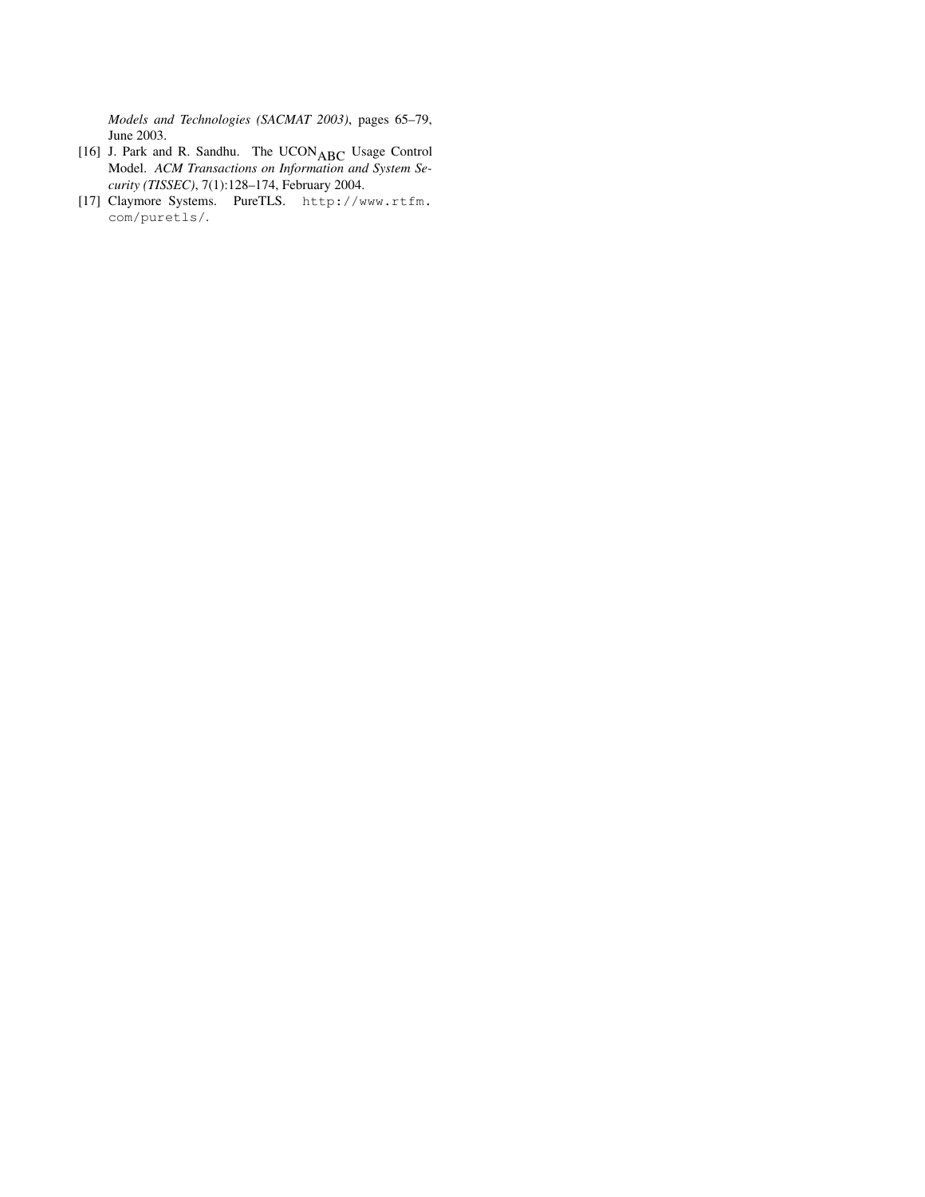*Models and Technologies (SACMAT 2003)*, pages 65–79, June 2003.

[16] J. Park and R. Sandhu. The $\text{UCON}_{\text{ABC}}$ Usage Control Model. *ACM Transactions on Information and System Security (TISSEC)*, 7(1):128–174, February 2004.

[17] Claymore Systems. PureTLS. `http://www.rtfm.com/puretls/`.